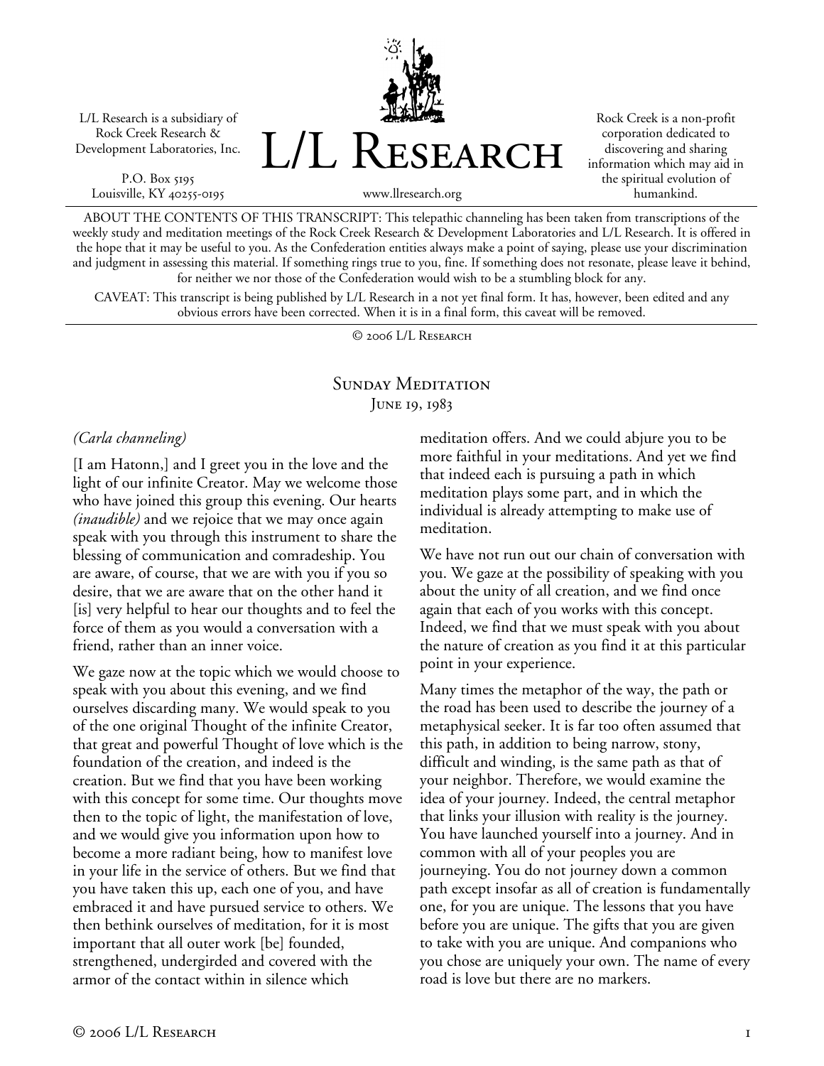L/L Research is a subsidiary of Rock Creek Research & Development Laboratories, Inc.

P.O. Box 5195
Louisville, KY 40255-0195

# L/L Research

www.llresearch.org

Rock Creek is a non-profit corporation dedicated to discovering and sharing information which may aid in the spiritual evolution of humankind.

ABOUT THE CONTENTS OF THIS TRANSCRIPT: This telepathic channeling has been taken from transcriptions of the weekly study and meditation meetings of the Rock Creek Research & Development Laboratories and L/L Research. It is offered in the hope that it may be useful to you. As the Confederation entities always make a point of saying, please use your discrimination and judgment in assessing this material. If something rings true to you, fine. If something does not resonate, please leave it behind, for neither we nor those of the Confederation would wish to be a stumbling block for any.

CAVEAT: This transcript is being published by L/L Research in a not yet final form. It has, however, been edited and any obvious errors have been corrected. When it is in a final form, this caveat will be removed.

© 2006 L/L Research

## Sunday Meditation
June 19, 1983

*(Carla channeling)*

[I am Hatonn,] and I greet you in the love and the light of our infinite Creator. May we welcome those who have joined this group this evening. Our hearts *(inaudible)* and we rejoice that we may once again speak with you through this instrument to share the blessing of communication and comradeship. You are aware, of course, that we are with you if you so desire, that we are aware that on the other hand it [is] very helpful to hear our thoughts and to feel the force of them as you would a conversation with a friend, rather than an inner voice.

We gaze now at the topic which we would choose to speak with you about this evening, and we find ourselves discarding many. We would speak to you of the one original Thought of the infinite Creator, that great and powerful Thought of love which is the foundation of the creation, and indeed is the creation. But we find that you have been working with this concept for some time. Our thoughts move then to the topic of light, the manifestation of love, and we would give you information upon how to become a more radiant being, how to manifest love in your life in the service of others. But we find that you have taken this up, each one of you, and have embraced it and have pursued service to others. We then bethink ourselves of meditation, for it is most important that all outer work [be] founded, strengthened, undergirded and covered with the armor of the contact within in silence which meditation offers. And we could abjure you to be more faithful in your meditations. And yet we find that indeed each is pursuing a path in which meditation plays some part, and in which the individual is already attempting to make use of meditation.

We have not run out our chain of conversation with you. We gaze at the possibility of speaking with you about the unity of all creation, and we find once again that each of you works with this concept. Indeed, we find that we must speak with you about the nature of creation as you find it at this particular point in your experience.

Many times the metaphor of the way, the path or the road has been used to describe the journey of a metaphysical seeker. It is far too often assumed that this path, in addition to being narrow, stony, difficult and winding, is the same path as that of your neighbor. Therefore, we would examine the idea of your journey. Indeed, the central metaphor that links your illusion with reality is the journey. You have launched yourself into a journey. And in common with all of your peoples you are journeying. You do not journey down a common path except insofar as all of creation is fundamentally one, for you are unique. The lessons that you have before you are unique. The gifts that you are given to take with you are unique. And companions who you chose are uniquely your own. The name of every road is love but there are no markers.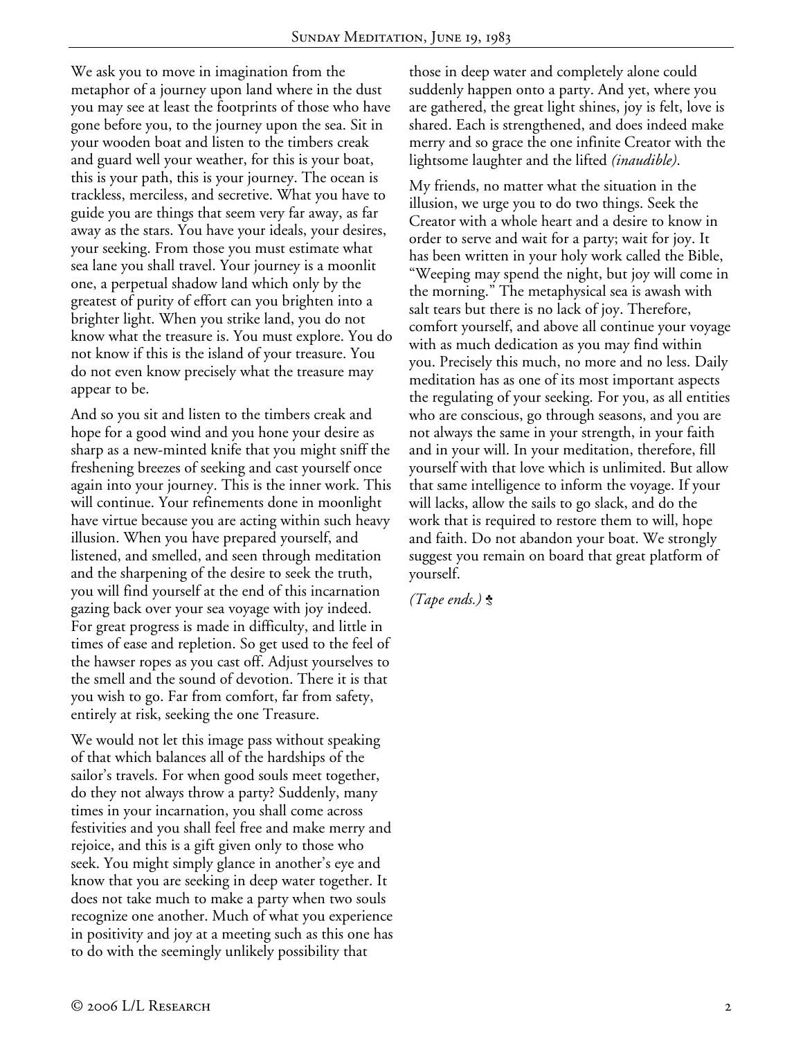We ask you to move in imagination from the metaphor of a journey upon land where in the dust you may see at least the footprints of those who have gone before you, to the journey upon the sea. Sit in your wooden boat and listen to the timbers creak and guard well your weather, for this is your boat, this is your path, this is your journey. The ocean is trackless, merciless, and secretive. What you have to guide you are things that seem very far away, as far away as the stars. You have your ideals, your desires, your seeking. From those you must estimate what sea lane you shall travel. Your journey is a moonlit one, a perpetual shadow land which only by the greatest of purity of effort can you brighten into a brighter light. When you strike land, you do not know what the treasure is. You must explore. You do not know if this is the island of your treasure. You do not even know precisely what the treasure may appear to be.

And so you sit and listen to the timbers creak and hope for a good wind and you hone your desire as sharp as a new-minted knife that you might sniff the freshening breezes of seeking and cast yourself once again into your journey. This is the inner work. This will continue. Your refinements done in moonlight have virtue because you are acting within such heavy illusion. When you have prepared yourself, and listened, and smelled, and seen through meditation and the sharpening of the desire to seek the truth, you will find yourself at the end of this incarnation gazing back over your sea voyage with joy indeed. For great progress is made in difficulty, and little in times of ease and repletion. So get used to the feel of the hawser ropes as you cast off. Adjust yourselves to the smell and the sound of devotion. There it is that you wish to go. Far from comfort, far from safety, entirely at risk, seeking the one Treasure.

We would not let this image pass without speaking of that which balances all of the hardships of the sailor's travels. For when good souls meet together, do they not always throw a party? Suddenly, many times in your incarnation, you shall come across festivities and you shall feel free and make merry and rejoice, and this is a gift given only to those who seek. You might simply glance in another's eye and know that you are seeking in deep water together. It does not take much to make a party when two souls recognize one another. Much of what you experience in positivity and joy at a meeting such as this one has to do with the seemingly unlikely possibility that those in deep water and completely alone could suddenly happen onto a party. And yet, where you are gathered, the great light shines, joy is felt, love is shared. Each is strengthened, and does indeed make merry and so grace the one infinite Creator with the lightsome laughter and the lifted *(inaudible)*.

My friends, no matter what the situation in the illusion, we urge you to do two things. Seek the Creator with a whole heart and a desire to know in order to serve and wait for a party; wait for joy. It has been written in your holy work called the Bible, "Weeping may spend the night, but joy will come in the morning." The metaphysical sea is awash with salt tears but there is no lack of joy. Therefore, comfort yourself, and above all continue your voyage with as much dedication as you may find within you. Precisely this much, no more and no less. Daily meditation has as one of its most important aspects the regulating of your seeking. For you, as all entities who are conscious, go through seasons, and you are not always the same in your strength, in your faith and in your will. In your meditation, therefore, fill yourself with that love which is unlimited. But allow that same intelligence to inform the voyage. If your will lacks, allow the sails to go slack, and do the work that is required to restore them to will, hope and faith. Do not abandon your boat. We strongly suggest you remain on board that great platform of yourself.

*(Tape ends.)* ♣

© 2006 L/L Research